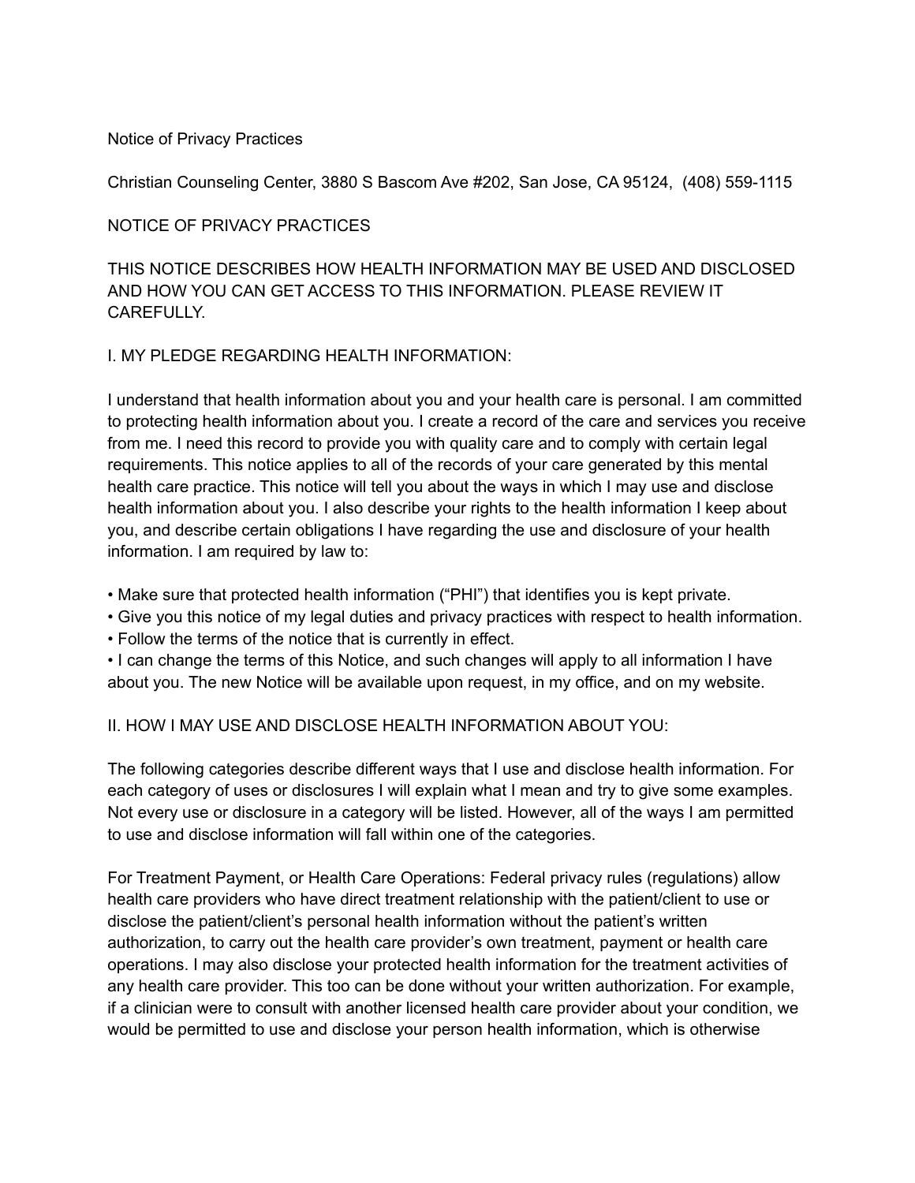Notice of Privacy Practices

Christian Counseling Center, 3880 S Bascom Ave #202, San Jose, CA 95124, (408) 559-1115

# NOTICE OF PRIVACY PRACTICES

THIS NOTICE DESCRIBES HOW HEALTH INFORMATION MAY BE USED AND DISCLOSED AND HOW YOU CAN GET ACCESS TO THIS INFORMATION. PLEASE REVIEW IT CAREFULLY.

## I. MY PLEDGE REGARDING HEALTH INFORMATION:

I understand that health information about you and your health care is personal. I am committed to protecting health information about you. I create a record of the care and services you receive from me. I need this record to provide you with quality care and to comply with certain legal requirements. This notice applies to all of the records of your care generated by this mental health care practice. This notice will tell you about the ways in which I may use and disclose health information about you. I also describe your rights to the health information I keep about you, and describe certain obligations I have regarding the use and disclosure of your health information. I am required by law to:

- Make sure that protected health information ("PHI") that identifies you is kept private.
- Give you this notice of my legal duties and privacy practices with respect to health information.
- Follow the terms of the notice that is currently in effect.
- I can change the terms of this Notice, and such changes will apply to all information I have about you. The new Notice will be available upon request, in my office, and on my website.

## II. HOW I MAY USE AND DISCLOSE HEALTH INFORMATION ABOUT YOU:

The following categories describe different ways that I use and disclose health information. For each category of uses or disclosures I will explain what I mean and try to give some examples. Not every use or disclosure in a category will be listed. However, all of the ways I am permitted to use and disclose information will fall within one of the categories.

For Treatment Payment, or Health Care Operations: Federal privacy rules (regulations) allow health care providers who have direct treatment relationship with the patient/client to use or disclose the patient/client's personal health information without the patient's written authorization, to carry out the health care provider's own treatment, payment or health care operations. I may also disclose your protected health information for the treatment activities of any health care provider. This too can be done without your written authorization. For example, if a clinician were to consult with another licensed health care provider about your condition, we would be permitted to use and disclose your person health information, which is otherwise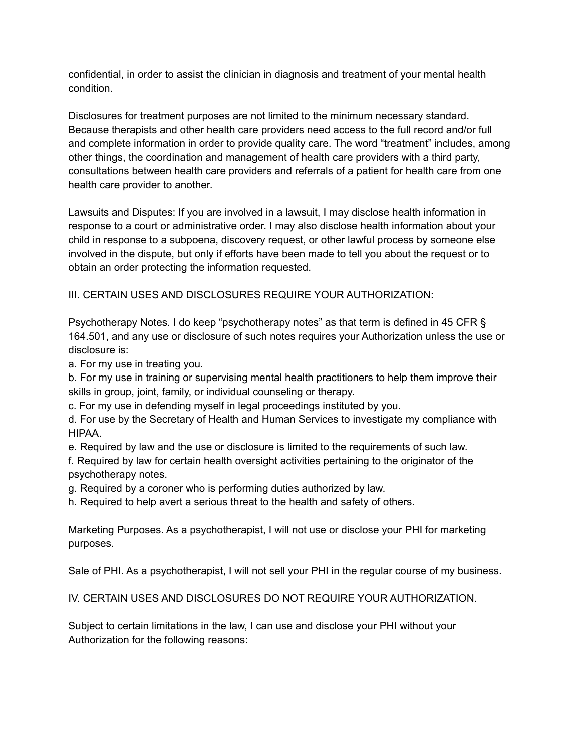confidential, in order to assist the clinician in diagnosis and treatment of your mental health condition.

Disclosures for treatment purposes are not limited to the minimum necessary standard. Because therapists and other health care providers need access to the full record and/or full and complete information in order to provide quality care. The word "treatment" includes, among other things, the coordination and management of health care providers with a third party, consultations between health care providers and referrals of a patient for health care from one health care provider to another.

Lawsuits and Disputes: If you are involved in a lawsuit, I may disclose health information in response to a court or administrative order. I may also disclose health information about your child in response to a subpoena, discovery request, or other lawful process by someone else involved in the dispute, but only if efforts have been made to tell you about the request or to obtain an order protecting the information requested.

## III. CERTAIN USES AND DISCLOSURES REQUIRE YOUR AUTHORIZATION:

Psychotherapy Notes. I do keep "psychotherapy notes" as that term is defined in 45 CFR § 164.501, and any use or disclosure of such notes requires your Authorization unless the use or disclosure is:

a. For my use in treating you.
b. For my use in training or supervising mental health practitioners to help them improve their skills in group, joint, family, or individual counseling or therapy.
c. For my use in defending myself in legal proceedings instituted by you.
d. For use by the Secretary of Health and Human Services to investigate my compliance with HIPAA.
e. Required by law and the use or disclosure is limited to the requirements of such law.
f. Required by law for certain health oversight activities pertaining to the originator of the psychotherapy notes.
g. Required by a coroner who is performing duties authorized by law.
h. Required to help avert a serious threat to the health and safety of others.

Marketing Purposes. As a psychotherapist, I will not use or disclose your PHI for marketing purposes.

Sale of PHI. As a psychotherapist, I will not sell your PHI in the regular course of my business.

## IV. CERTAIN USES AND DISCLOSURES DO NOT REQUIRE YOUR AUTHORIZATION.

Subject to certain limitations in the law, I can use and disclose your PHI without your Authorization for the following reasons: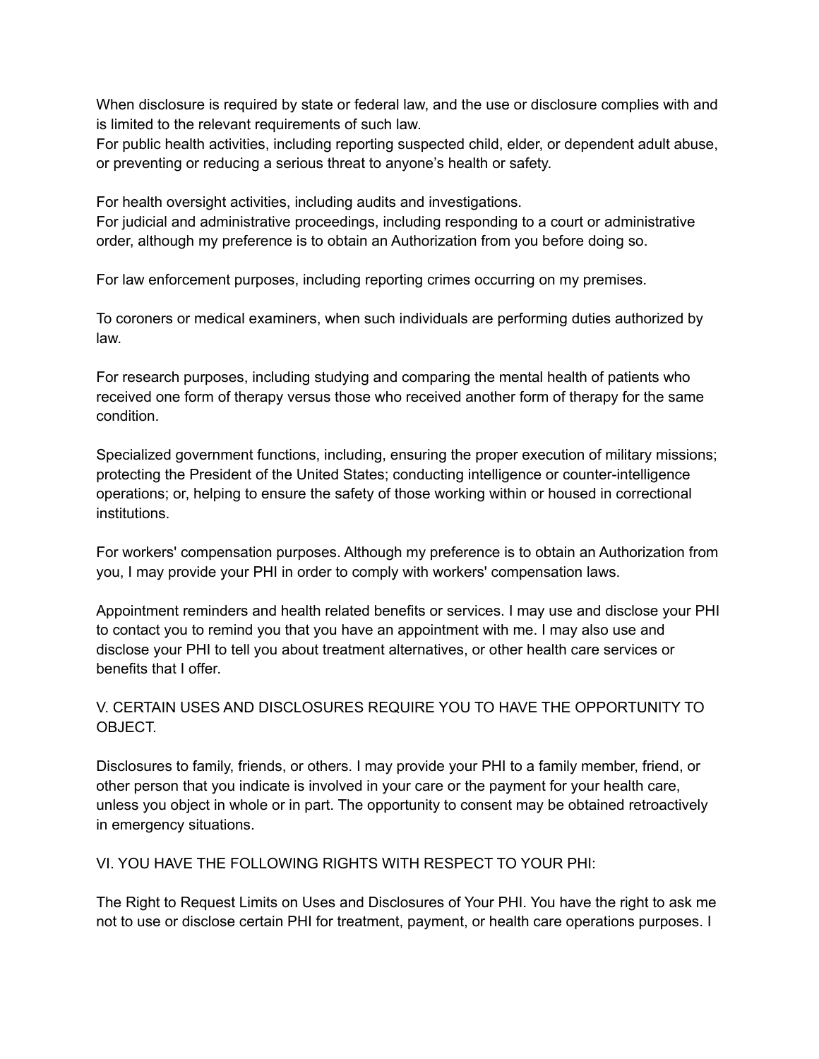When disclosure is required by state or federal law, and the use or disclosure complies with and is limited to the relevant requirements of such law.

For public health activities, including reporting suspected child, elder, or dependent adult abuse, or preventing or reducing a serious threat to anyone's health or safety.

For health oversight activities, including audits and investigations.

For judicial and administrative proceedings, including responding to a court or administrative order, although my preference is to obtain an Authorization from you before doing so.

For law enforcement purposes, including reporting crimes occurring on my premises.

To coroners or medical examiners, when such individuals are performing duties authorized by law.

For research purposes, including studying and comparing the mental health of patients who received one form of therapy versus those who received another form of therapy for the same condition.

Specialized government functions, including, ensuring the proper execution of military missions; protecting the President of the United States; conducting intelligence or counter-intelligence operations; or, helping to ensure the safety of those working within or housed in correctional institutions.

For workers' compensation purposes. Although my preference is to obtain an Authorization from you, I may provide your PHI in order to comply with workers' compensation laws.

Appointment reminders and health related benefits or services. I may use and disclose your PHI to contact you to remind you that you have an appointment with me. I may also use and disclose your PHI to tell you about treatment alternatives, or other health care services or benefits that I offer.

## V. CERTAIN USES AND DISCLOSURES REQUIRE YOU TO HAVE THE OPPORTUNITY TO OBJECT.

Disclosures to family, friends, or others. I may provide your PHI to a family member, friend, or other person that you indicate is involved in your care or the payment for your health care, unless you object in whole or in part. The opportunity to consent may be obtained retroactively in emergency situations.

## VI. YOU HAVE THE FOLLOWING RIGHTS WITH RESPECT TO YOUR PHI:

The Right to Request Limits on Uses and Disclosures of Your PHI. You have the right to ask me not to use or disclose certain PHI for treatment, payment, or health care operations purposes. I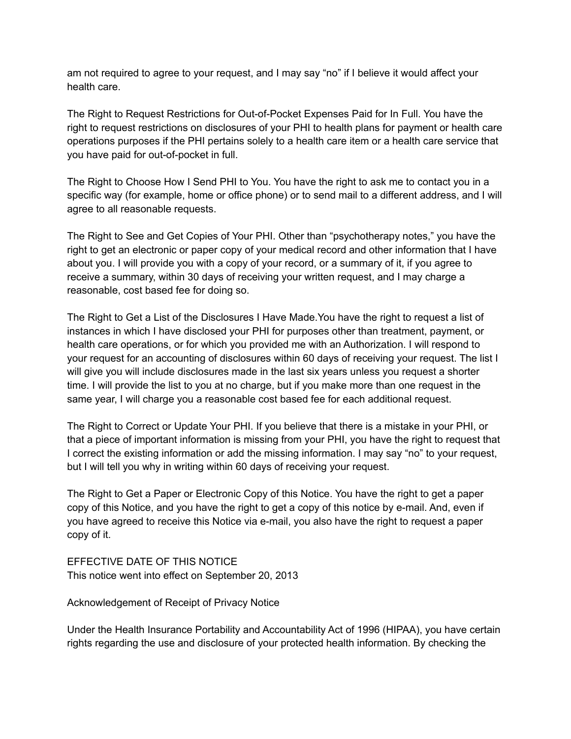am not required to agree to your request, and I may say "no" if I believe it would affect your health care.

The Right to Request Restrictions for Out-of-Pocket Expenses Paid for In Full. You have the right to request restrictions on disclosures of your PHI to health plans for payment or health care operations purposes if the PHI pertains solely to a health care item or a health care service that you have paid for out-of-pocket in full.

The Right to Choose How I Send PHI to You. You have the right to ask me to contact you in a specific way (for example, home or office phone) or to send mail to a different address, and I will agree to all reasonable requests.

The Right to See and Get Copies of Your PHI. Other than "psychotherapy notes," you have the right to get an electronic or paper copy of your medical record and other information that I have about you. I will provide you with a copy of your record, or a summary of it, if you agree to receive a summary, within 30 days of receiving your written request, and I may charge a reasonable, cost based fee for doing so.

The Right to Get a List of the Disclosures I Have Made.You have the right to request a list of instances in which I have disclosed your PHI for purposes other than treatment, payment, or health care operations, or for which you provided me with an Authorization. I will respond to your request for an accounting of disclosures within 60 days of receiving your request. The list I will give you will include disclosures made in the last six years unless you request a shorter time. I will provide the list to you at no charge, but if you make more than one request in the same year, I will charge you a reasonable cost based fee for each additional request.

The Right to Correct or Update Your PHI. If you believe that there is a mistake in your PHI, or that a piece of important information is missing from your PHI, you have the right to request that I correct the existing information or add the missing information. I may say "no" to your request, but I will tell you why in writing within 60 days of receiving your request.

The Right to Get a Paper or Electronic Copy of this Notice. You have the right to get a paper copy of this Notice, and you have the right to get a copy of this notice by e-mail. And, even if you have agreed to receive this Notice via e-mail, you also have the right to request a paper copy of it.

EFFECTIVE DATE OF THIS NOTICE
This notice went into effect on September 20, 2013

Acknowledgement of Receipt of Privacy Notice

Under the Health Insurance Portability and Accountability Act of 1996 (HIPAA), you have certain rights regarding the use and disclosure of your protected health information. By checking the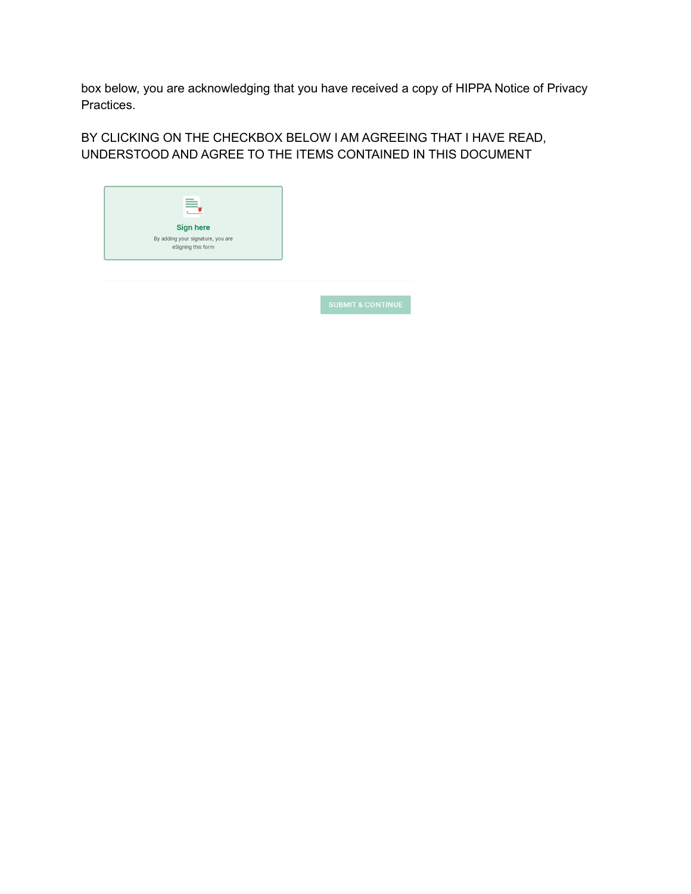box below, you are acknowledging that you have received a copy of HIPPA Notice of Privacy Practices.

BY CLICKING ON THE CHECKBOX BELOW I AM AGREEING THAT I HAVE READ, UNDERSTOOD AND AGREE TO THE ITEMS CONTAINED IN THIS DOCUMENT

Sign here

By adding your signature, you are eSigning this form

SUBMIT & CONTINUE